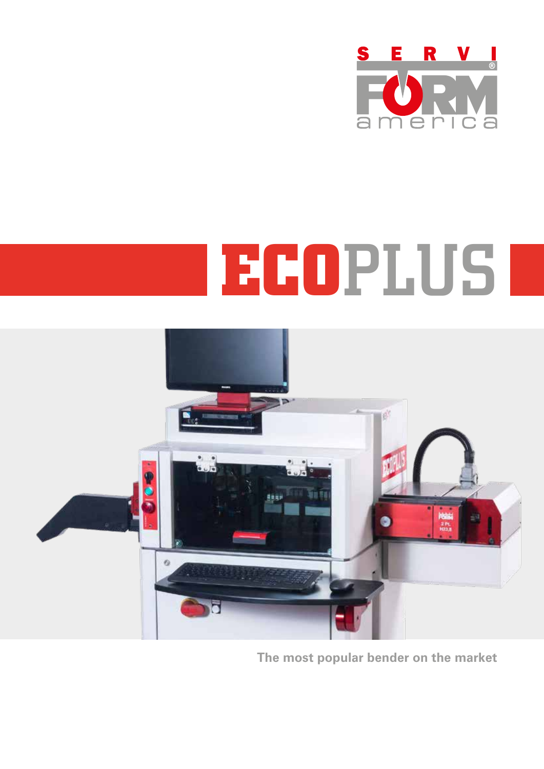SERVI FORM america

# ECOPLUS

The most popular bender on the market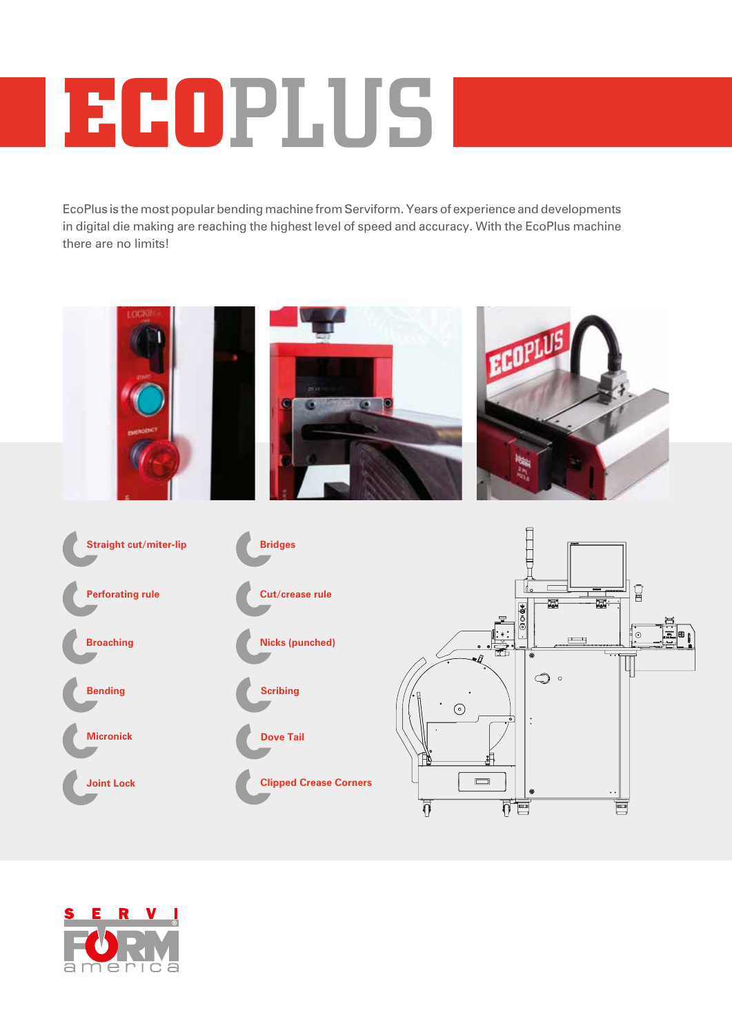# ECOPLUS

EcoPlus is the most popular bending machine from Serviform. Years of experience and developments in digital die making are reaching the highest level of speed and accuracy. With the EcoPlus machine there are no limits!

- Straight cut/miter-lip
- Perforating rule
- Broaching
- Bending
- Micronick
- Joint Lock
- Bridges
- Cut/crease rule
- Nicks (punched)
- Scribing
- Dove Tail
- Clipped Crease Corners

SERVI FORM america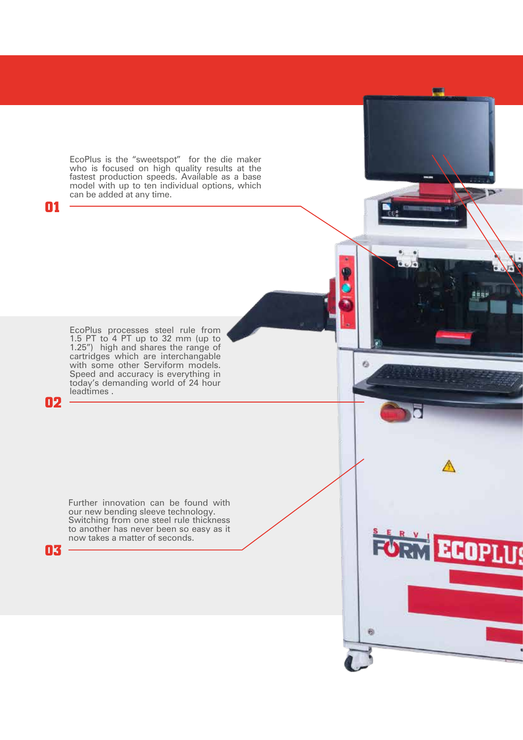EcoPlus is the “sweetspot” for the die maker who is focused on high quality results at the fastest production speeds. Available as a base model with up to ten individual options, which can be added at any time.

**01**

EcoPlus processes steel rule from 1.5 PT to 4 PT up to 32 mm (up to 1.25”) high and shares the range of cartridges which are interchangable with some other Serviform models. Speed and accuracy is everything in today’s demanding world of 24 hour leadtimes .

**02**

Further innovation can be found with our new bending sleeve technology. Switching from one steel rule thickness to another has never been so easy as it now takes a matter of seconds.

**03**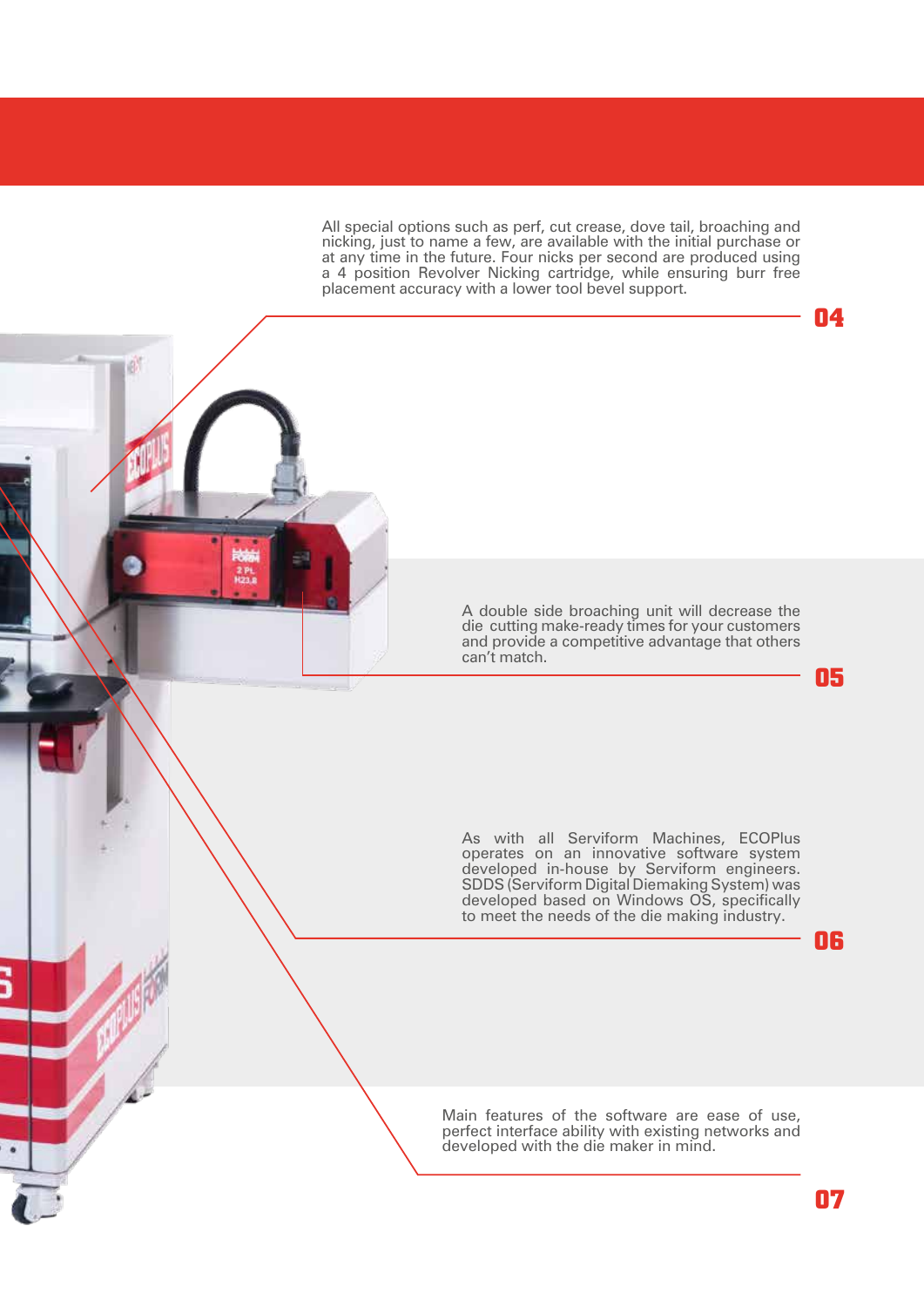All special options such as perf, cut crease, dove tail, broaching and nicking, just to name a few, are available with the initial purchase or at any time in the future. Four nicks per second are produced using a 4 position Revolver Nicking cartridge, while ensuring burr free placement accuracy with a lower tool bevel support.

**04**

A double side broaching unit will decrease the die cutting make-ready times for your customers and provide a competitive advantage that others can't match.

**05**

As with all Serviform Machines, ECOPlus operates on an innovative software system developed in-house by Serviform engineers. SDDS (Serviform Digital Diemaking System) was developed based on Windows OS, specifically to meet the needs of the die making industry.

**06**

Main features of the software are ease of use, perfect interface ability with existing networks and developed with the die maker in mind.

**07**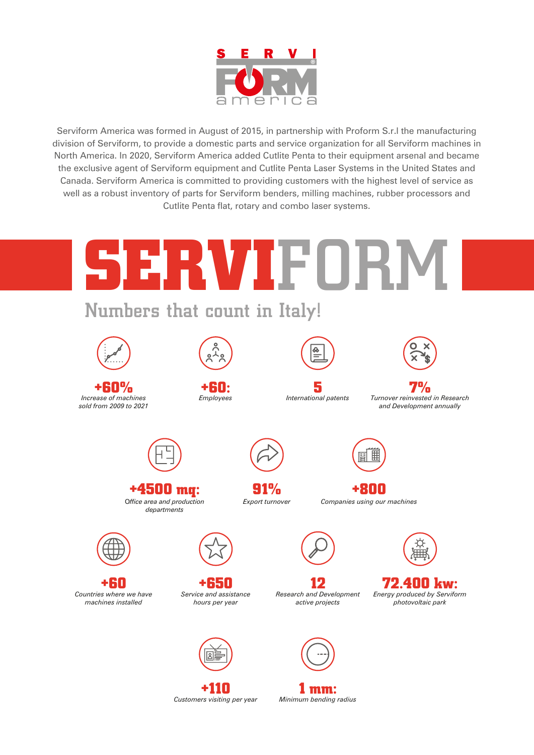# SERVI FORM america

Serviform America was formed in August of 2015, in partnership with Proform S.r.l the manufacturing division of Serviform, to provide a domestic parts and service organization for all Serviform machines in North America. In 2020, Serviform America added Cutlite Penta to their equipment arsenal and became the exclusive agent of Serviform equipment and Cutlite Penta Laser Systems in the United States and Canada. Serviform America is committed to providing customers with the highest level of service as well as a robust inventory of parts for Serviform benders, milling machines, rubber processors and Cutlite Penta flat, rotary and combo laser systems.

# SERVIFORM

## Numbers that count in Italy!

**+60%**
*Increase of machines sold from 2009 to 2021*

**+60:**
*Employees*

**5**
*International patents*

**7%**
*Turnover reinvested in Research and Development annually*

**+4500 mq:**
*Office area and production departments*

**91%**
*Export turnover*

**+800**
*Companies using our machines*

**+60**
*Countries where we have machines installed*

**+650**
*Service and assistance hours per year*

**12**
*Research and Development active projects*

**72.400 kw:**
*Energy produced by Serviform photovoltaic park*

**+110**
*Customers visiting per year*

**1 mm:**
*Minimum bending radius*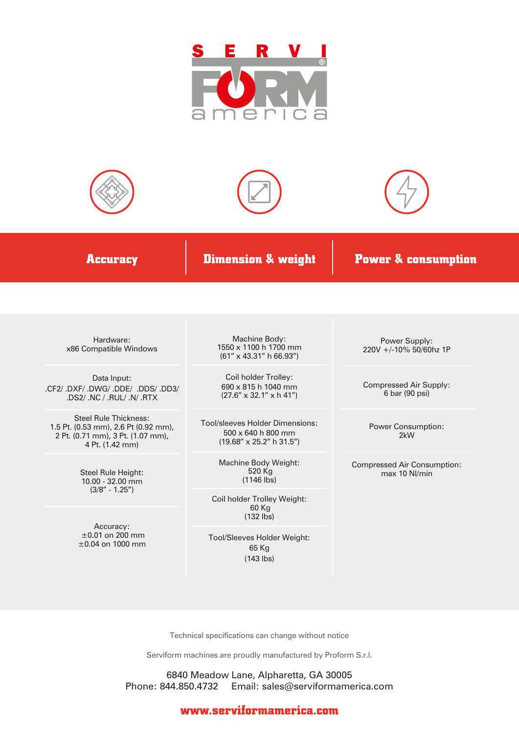SERVI FORM america

| Accuracy | Dimension & weight | Power & consumption |
|---|---|---|
| Hardware:<br>x86 Compatible Windows | Machine Body:<br>1550 x 1100 h 1700 mm<br>(61” x 43.31” h 66.93”) | Power Supply:<br>220V +/-10% 50/60hz 1P |
| Data Input:<br>.CF2/ .DXF/ .DWG/ .DDE/ .DDS/ .DD3/ .DS2/ .NC / .RUL/ .N/ .RTX | Coil holder Trolley:<br>690 x 815 h 1040 mm<br>(27.6” x 32.1” x h 41”) | Compressed Air Supply:<br>6 bar (90 psi) |
| Steel Rule Thickness:<br>1.5 Pt. (0.53 mm), 2.6 Pt (0.92 mm), 2 Pt. (0.71 mm), 3 Pt. (1.07 mm), 4 Pt. (1.42 mm) | Tool/sleeves Holder Dimensions:<br>500 x 640 h 800 mm<br>(19.68” x 25.2” h 31.5”) | Power Consumption:<br>2kW |
| Steel Rule Height:<br>10.00 - 32.00 mm<br>(3/8” - 1.25”) | Machine Body Weight:<br>520 Kg<br>(1146 lbs) | Compressed Air Consumption:<br>max 10 Nl/min |
| Accuracy:<br>±0.01 on 200 mm<br>±0.04 on 1000 mm | Coil holder Trolley Weight:<br>60 Kg<br>(132 lbs) | |
| | Tool/Sleeves Holder Weight:<br>65 Kg<br>(143 lbs) | |

Technical specifications can change without notice

Serviform machines are proudly manufactured by Proform S.r.l.

6840 Meadow Lane, Alpharetta, GA 30005
Phone: 844.850.4732 Email: sales@serviformamerica.com

**www.serviformamerica.com**